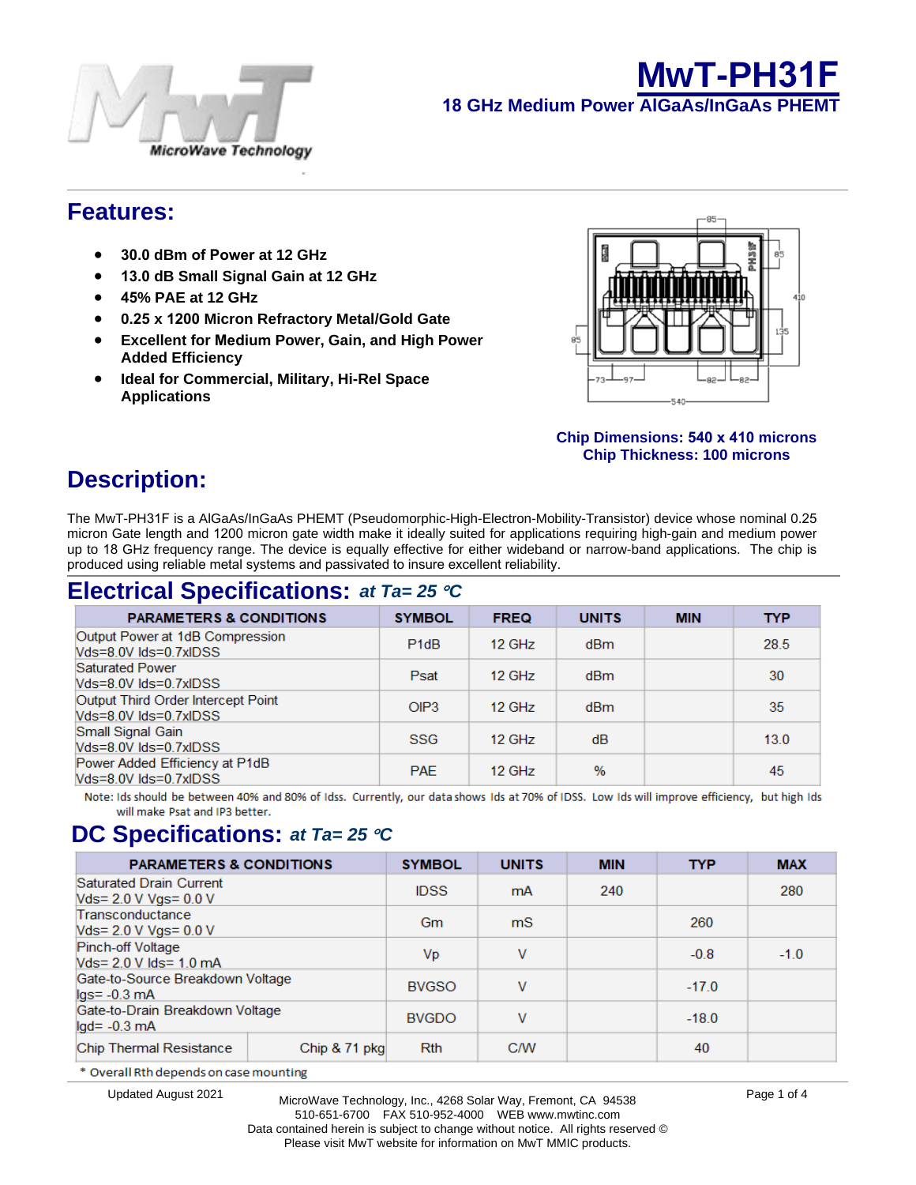# MwT-PH31F

## 18 GHz Medium Power AlGaAs/InGaAs PHEMT

## Features:

- **30.0 dBm of Power at 12 GHz**
- **13.0 dB Small Signal Gain at 12 GHz**
- **45% PAE at 12 GHz**
- **0.25 x 1200 Micron Refractory Metal/Gold Gate**
- **Excellent for Medium Power, Gain, and High Power Added Efficiency**
- **Ideal for Commercial, Military, Hi-Rel Space Applications**

**Chip Dimensions: 540 x 410 microns**
**Chip Thickness: 100 microns**

## Description:

The MwT-PH31F is a AlGaAs/InGaAs PHEMT (Pseudomorphic-High-Electron-Mobility-Transistor) device whose nominal 0.25 micron Gate length and 1200 micron gate width make it ideally suited for applications requiring high-gain and medium power up to 18 GHz frequency range. The device is equally effective for either wideband or narrow-band applications. The chip is produced using reliable metal systems and passivated to insure excellent reliability.

## Electrical Specifications: *at Ta= 25 °C*

| PARAMETERS & CONDITIONS | SYMBOL | FREQ | UNITS | MIN | TYP |
|---|---|---|---|---|---|
| Output Power at 1dB Compression Vds=8.0V Ids=0.7xIDSS | P1dB | 12 GHz | dBm | | 28.5 |
| Saturated Power Vds=8.0V Ids=0.7xIDSS | Psat | 12 GHz | dBm | | 30 |
| Output Third Order Intercept Point Vds=8.0V Ids=0.7xIDSS | OIP3 | 12 GHz | dBm | | 35 |
| Small Signal Gain Vds=8.0V Ids=0.7xIDSS | SSG | 12 GHz | dB | | 13.0 |
| Power Added Efficiency at P1dB Vds=8.0V Ids=0.7xIDSS | PAE | 12 GHz | % | | 45 |

Note: Ids should be between 40% and 80% of Idss. Currently, our data shows Ids at 70% of IDSS. Low Ids will improve efficiency, but high Ids will make Psat and IP3 better.

## DC Specifications: *at Ta= 25 °C*

| PARAMETERS & CONDITIONS | | SYMBOL | UNITS | MIN | TYP | MAX |
|---|---|---|---|---|---|---|
| Saturated Drain Current Vds= 2.0 V Vgs= 0.0 V | | IDSS | mA | 240 | | 280 |
| Transconductance Vds= 2.0 V Vgs= 0.0 V | | Gm | mS | | 260 | |
| Pinch-off Voltage Vds= 2.0 V Ids= 1.0 mA | | Vp | V | | -0.8 | -1.0 |
| Gate-to-Source Breakdown Voltage Igs= -0.3 mA | | BVGSO | V | | -17.0 | |
| Gate-to-Drain Breakdown Voltage Igd= -0.3 mA | | BVGDO | V | | -18.0 | |
| Chip Thermal Resistance | Chip & 71 pkg | Rth | C/W | | 40 | |

\* Overall Rth depends on case mounting

Updated August 2021

MicroWave Technology, Inc., 4268 Solar Way, Fremont, CA 94538
510-651-6700 FAX 510-952-4000 WEB www.mwtinc.com
Data contained herein is subject to change without notice. All rights reserved ©
Please visit MwT website for information on MwT MMIC products.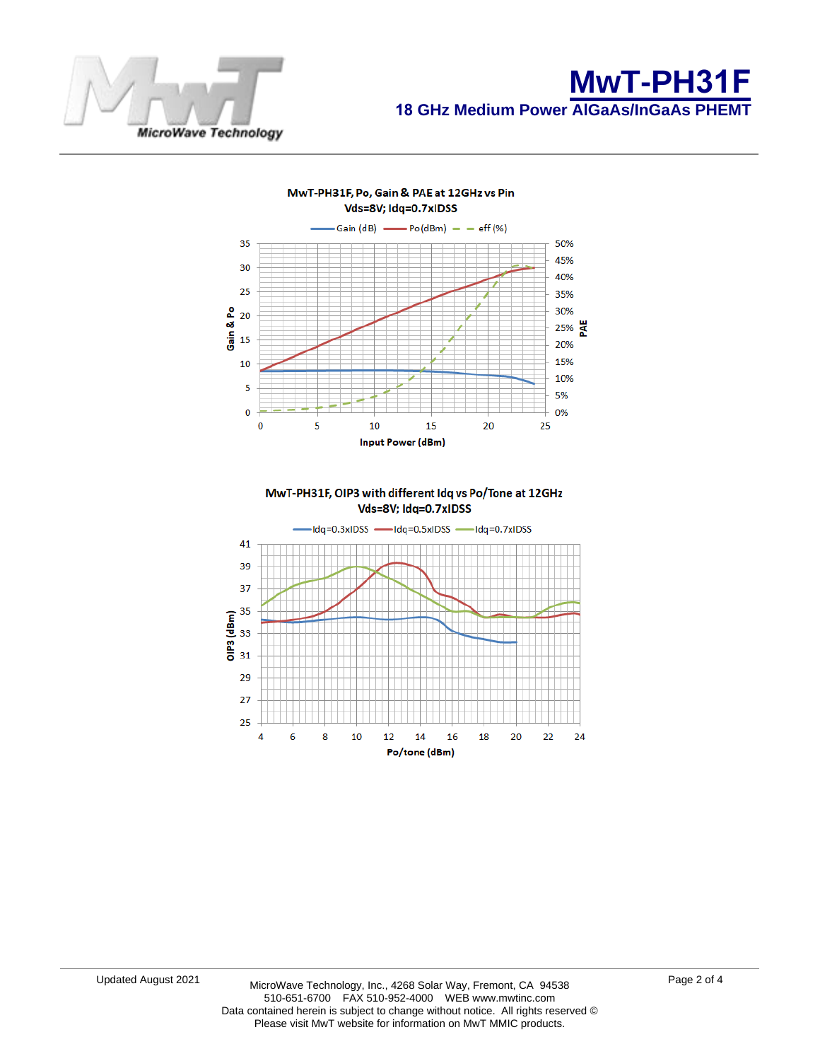# MwT-PH31F

## 18 GHz Medium Power AlGaAs/InGaAs PHEMT

**MwT-PH31F, Po, Gain & PAE at 12GHz vs Pin**
**Vds=8V; Idq=0.7xIDSS**

Gain (dB) — Po (dBm) — eff (%)

Gain & Po | PAE | Input Power (dBm)

**MwT-PH31F, OIP3 with different Idq vs Po/Tone at 12GHz**
**Vds=8V; Idq=0.7xIDSS**

Idq=0.3xIDSS — Idq=0.5xIDSS — Idq=0.7xIDSS

OIP3 (dBm) | Po/tone (dBm)

Updated August 2021

MicroWave Technology, Inc., 4268 Solar Way, Fremont, CA 94538
510-651-6700 FAX 510-952-4000 WEB www.mwtinc.com
Data contained herein is subject to change without notice. All rights reserved ©
Please visit MwT website for information on MwT MMIC products.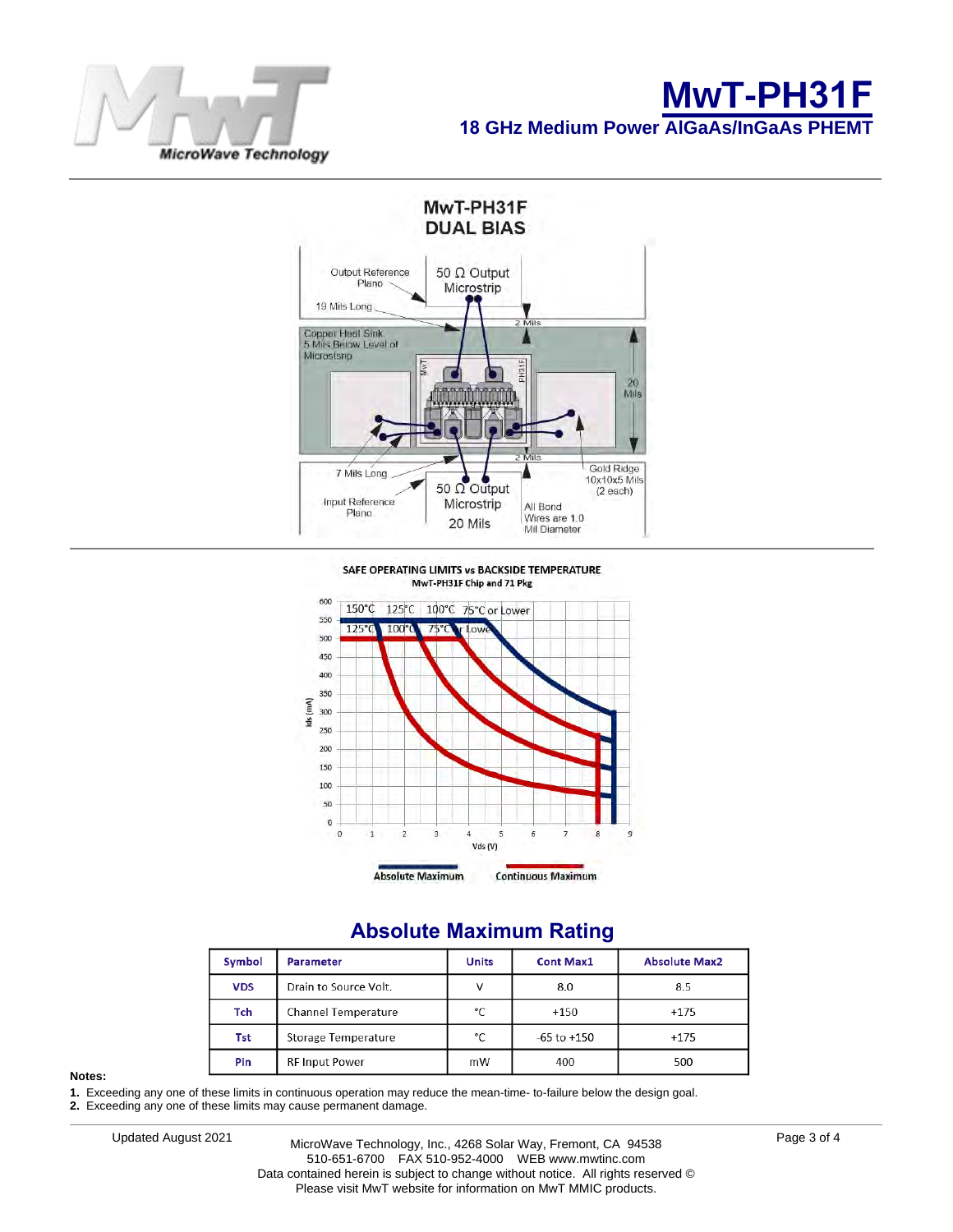# MwT-PH31F

## 18 GHz Medium Power AlGaAs/InGaAs PHEMT

MwT-PH31F
DUAL BIAS

Output Reference Plane
50 Ω Output Microstrip
19 Mils Long
2 Mils
Copper Heat Sink 5 Mils Below Level of Microstrip
20 Mils
7 Mils Long
2 Mils
Gold Ridge 10x10x5 Mils (2 each)
Input Reference Plane
50 Ω Output Microstrip
20 Mils
All Bond Wires are 1.0 Mil Diameter

SAFE OPERATING LIMITS vs BACKSIDE TEMPERATURE
MwT-PH31F Chip and 71 Pkg

Absolute Maximum — Continuous Maximum

## Absolute Maximum Rating

| Symbol | Parameter | Units | Cont Max1 | Absolute Max2 |
|---|---|---|---|---|
| VDS | Drain to Source Volt. | V | 8.0 | 8.5 |
| Tch | Channel Temperature | °C | +150 | +175 |
| Tst | Storage Temperature | °C | -65 to +150 | +175 |
| Pin | RF Input Power | mW | 400 | 500 |

**Notes:**

1. Exceeding any one of these limits in continuous operation may reduce the mean-time- to-failure below the design goal.
2. Exceeding any one of these limits may cause permanent damage.

Updated August 2021

MicroWave Technology, Inc., 4268 Solar Way, Fremont, CA 94538
510-651-6700 FAX 510-952-4000 WEB www.mwtinc.com
Data contained herein is subject to change without notice. All rights reserved ©
Please visit MwT website for information on MwT MMIC products.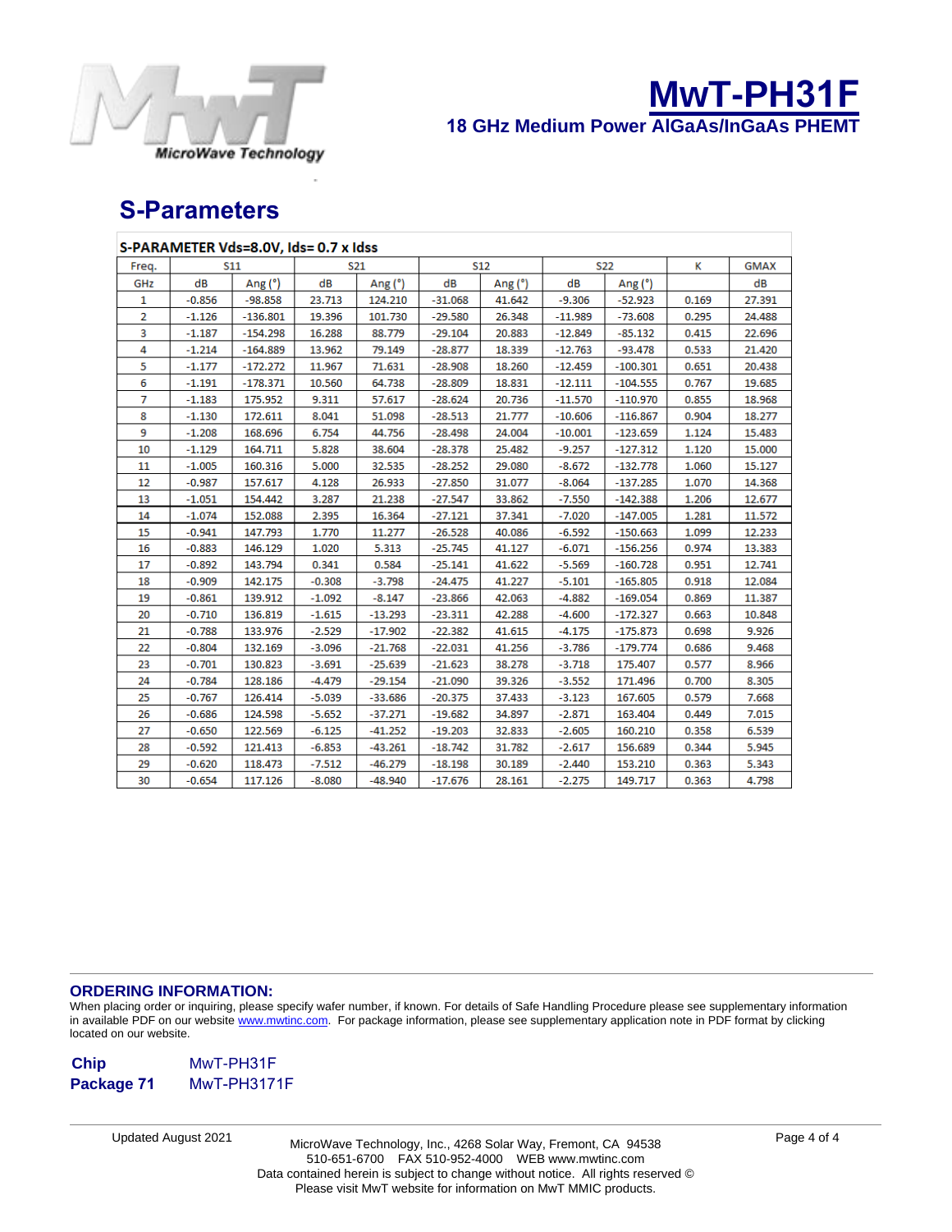# MwT-PH31F

## 18 GHz Medium Power AlGaAs/InGaAs PHEMT

## S-Parameters

**S-PARAMETER Vds=8.0V, Ids= 0.7 x Idss**

| Freq. | S11 | | S21 | | S12 | | S22 | | K | GMAX |
|---|---|---|---|---|---|---|---|---|---|---|
| GHz | dB | Ang (°) | dB | Ang (°) | dB | Ang (°) | dB | Ang (°) | | dB |
| 1 | -0.856 | -98.858 | 23.713 | 124.210 | -31.068 | 41.642 | -9.306 | -52.923 | 0.169 | 27.391 |
| 2 | -1.126 | -136.801 | 19.396 | 101.730 | -29.580 | 26.348 | -11.989 | -73.608 | 0.295 | 24.488 |
| 3 | -1.187 | -154.298 | 16.288 | 88.779 | -29.104 | 20.883 | -12.849 | -85.132 | 0.415 | 22.696 |
| 4 | -1.214 | -164.889 | 13.962 | 79.149 | -28.877 | 18.339 | -12.763 | -93.478 | 0.533 | 21.420 |
| 5 | -1.177 | -172.272 | 11.967 | 71.631 | -28.908 | 18.260 | -12.459 | -100.301 | 0.651 | 20.438 |
| 6 | -1.191 | -178.371 | 10.560 | 64.738 | -28.809 | 18.831 | -12.111 | -104.555 | 0.767 | 19.685 |
| 7 | -1.183 | 175.952 | 9.311 | 57.617 | -28.624 | 20.736 | -11.570 | -110.970 | 0.855 | 18.968 |
| 8 | -1.130 | 172.611 | 8.041 | 51.098 | -28.513 | 21.777 | -10.606 | -116.867 | 0.904 | 18.277 |
| 9 | -1.208 | 168.696 | 6.754 | 44.756 | -28.498 | 24.004 | -10.001 | -123.659 | 1.124 | 15.483 |
| 10 | -1.129 | 164.711 | 5.828 | 38.604 | -28.378 | 25.482 | -9.257 | -127.312 | 1.120 | 15.000 |
| 11 | -1.005 | 160.316 | 5.000 | 32.535 | -28.252 | 29.080 | -8.672 | -132.778 | 1.060 | 15.127 |
| 12 | -0.987 | 157.617 | 4.128 | 26.933 | -27.850 | 31.077 | -8.064 | -137.285 | 1.070 | 14.368 |
| 13 | -1.051 | 154.442 | 3.287 | 21.238 | -27.547 | 33.862 | -7.550 | -142.388 | 1.206 | 12.677 |
| 14 | -1.074 | 152.088 | 2.395 | 16.364 | -27.121 | 37.341 | -7.020 | -147.005 | 1.281 | 11.572 |
| 15 | -0.941 | 147.793 | 1.770 | 11.277 | -26.528 | 40.086 | -6.592 | -150.663 | 1.099 | 12.233 |
| 16 | -0.883 | 146.129 | 1.020 | 5.313 | -25.745 | 41.127 | -6.071 | -156.256 | 0.974 | 13.383 |
| 17 | -0.892 | 143.794 | 0.341 | 0.584 | -25.141 | 41.622 | -5.569 | -160.728 | 0.951 | 12.741 |
| 18 | -0.909 | 142.175 | -0.308 | -3.798 | -24.475 | 41.227 | -5.101 | -165.805 | 0.918 | 12.084 |
| 19 | -0.861 | 139.912 | -1.092 | -8.147 | -23.866 | 42.063 | -4.882 | -169.054 | 0.869 | 11.387 |
| 20 | -0.710 | 136.819 | -1.615 | -13.293 | -23.311 | 42.288 | -4.600 | -172.327 | 0.663 | 10.848 |
| 21 | -0.788 | 133.976 | -2.529 | -17.902 | -22.382 | 41.615 | -4.175 | -175.873 | 0.698 | 9.926 |
| 22 | -0.804 | 132.169 | -3.096 | -21.768 | -22.031 | 41.256 | -3.786 | -179.774 | 0.686 | 9.468 |
| 23 | -0.701 | 130.823 | -3.691 | -25.639 | -21.623 | 38.278 | -3.718 | 175.407 | 0.577 | 8.966 |
| 24 | -0.784 | 128.186 | -4.479 | -29.154 | -21.090 | 39.326 | -3.552 | 171.496 | 0.700 | 8.305 |
| 25 | -0.767 | 126.414 | -5.039 | -33.686 | -20.375 | 37.433 | -3.123 | 167.605 | 0.579 | 7.668 |
| 26 | -0.686 | 124.598 | -5.652 | -37.271 | -19.682 | 34.897 | -2.871 | 163.404 | 0.449 | 7.015 |
| 27 | -0.650 | 122.569 | -6.125 | -41.252 | -19.203 | 32.833 | -2.605 | 160.210 | 0.358 | 6.539 |
| 28 | -0.592 | 121.413 | -6.853 | -43.261 | -18.742 | 31.782 | -2.617 | 156.689 | 0.344 | 5.945 |
| 29 | -0.620 | 118.473 | -7.512 | -46.279 | -18.198 | 30.189 | -2.440 | 153.210 | 0.363 | 5.343 |
| 30 | -0.654 | 117.126 | -8.080 | -48.940 | -17.676 | 28.161 | -2.275 | 149.717 | 0.363 | 4.798 |

### ORDERING INFORMATION:

When placing order or inquiring, please specify wafer number, if known. For details of Safe Handling Procedure please see supplementary information in available PDF on our website www.mwtinc.com. For package information, please see supplementary application note in PDF format by clicking located on our website.

**Chip** MwT-PH31F
**Package 71** MwT-PH3171F

Updated August 2021

MicroWave Technology, Inc., 4268 Solar Way, Fremont, CA 94538
510-651-6700 FAX 510-952-4000 WEB www.mwtinc.com
Data contained herein is subject to change without notice. All rights reserved ©
Please visit MwT website for information on MwT MMIC products.